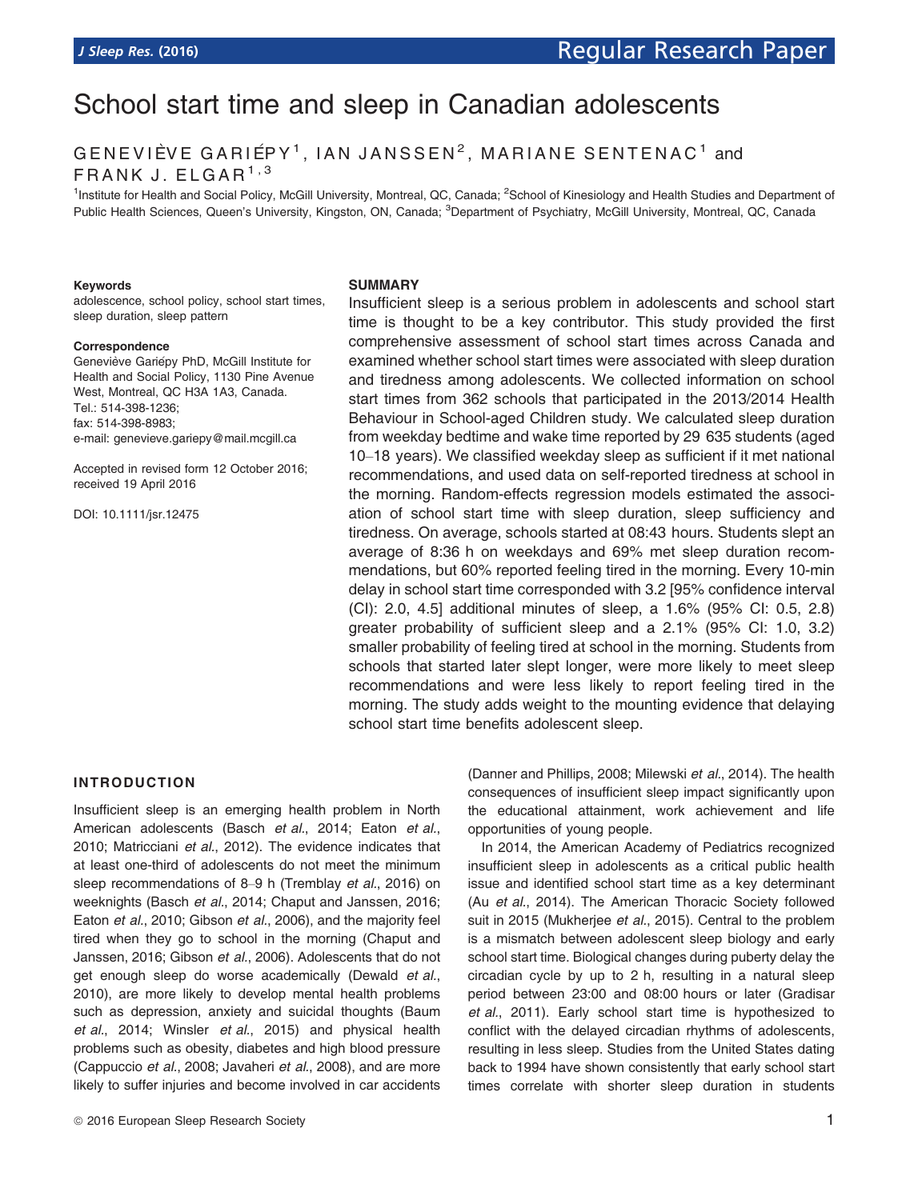# School start time and sleep in Canadian adolescents

GENEVIÈVE GARIÉPY[1], IAN JANSSEN[2], MARIANE SENTENAC[1] and FRANK J. ELGAR[1,3]

[1]Institute for Health and Social Policy, McGill University, Montreal, QC, Canada; [2]School of Kinesiology and Health Studies and Department of Public Health Sciences, Queen's University, Kingston, ON, Canada; [3]Department of Psychiatry, McGill University, Montreal, QC, Canada

**Keywords**
adolescence, school policy, school start times, sleep duration, sleep pattern

**Correspondence**
Geneviève Gariépy PhD, McGill Institute for Health and Social Policy, 1130 Pine Avenue West, Montreal, QC H3A 1A3, Canada.
Tel.: 514-398-1236;
fax: 514-398-8983;
e-mail: genevieve.gariepy@mail.mcgill.ca

Accepted in revised form 12 October 2016; received 19 April 2016

DOI: 10.1111/jsr.12475

## SUMMARY

Insufficient sleep is a serious problem in adolescents and school start time is thought to be a key contributor. This study provided the first comprehensive assessment of school start times across Canada and examined whether school start times were associated with sleep duration and tiredness among adolescents. We collected information on school start times from 362 schools that participated in the 2013/2014 Health Behaviour in School-aged Children study. We calculated sleep duration from weekday bedtime and wake time reported by 29 635 students (aged 10–18 years). We classified weekday sleep as sufficient if it met national recommendations, and used data on self-reported tiredness at school in the morning. Random-effects regression models estimated the association of school start time with sleep duration, sleep sufficiency and tiredness. On average, schools started at 08:43 hours. Students slept an average of 8:36 h on weekdays and 69% met sleep duration recommendations, but 60% reported feeling tired in the morning. Every 10-min delay in school start time corresponded with 3.2 [95% confidence interval (CI): 2.0, 4.5] additional minutes of sleep, a 1.6% (95% CI: 0.5, 2.8) greater probability of sufficient sleep and a 2.1% (95% CI: 1.0, 3.2) smaller probability of feeling tired at school in the morning. Students from schools that started later slept longer, were more likely to meet sleep recommendations and were less likely to report feeling tired in the morning. The study adds weight to the mounting evidence that delaying school start time benefits adolescent sleep.

## INTRODUCTION

Insufficient sleep is an emerging health problem in North American adolescents (Basch *et al*., 2014; Eaton *et al*., 2010; Matricciani *et al*., 2012). The evidence indicates that at least one-third of adolescents do not meet the minimum sleep recommendations of 8–9 h (Tremblay *et al*., 2016) on weeknights (Basch *et al*., 2014; Chaput and Janssen, 2016; Eaton *et al*., 2010; Gibson *et al*., 2006), and the majority feel tired when they go to school in the morning (Chaput and Janssen, 2016; Gibson *et al*., 2006). Adolescents that do not get enough sleep do worse academically (Dewald *et al*., 2010), are more likely to develop mental health problems such as depression, anxiety and suicidal thoughts (Baum *et al*., 2014; Winsler *et al*., 2015) and physical health problems such as obesity, diabetes and high blood pressure (Cappuccio *et al*., 2008; Javaheri *et al*., 2008), and are more likely to suffer injuries and become involved in car accidents (Danner and Phillips, 2008; Milewski *et al*., 2014). The health consequences of insufficient sleep impact significantly upon the educational attainment, work achievement and life opportunities of young people.

In 2014, the American Academy of Pediatrics recognized insufficient sleep in adolescents as a critical public health issue and identified school start time as a key determinant (Au *et al*., 2014). The American Thoracic Society followed suit in 2015 (Mukherjee *et al*., 2015). Central to the problem is a mismatch between adolescent sleep biology and early school start time. Biological changes during puberty delay the circadian cycle by up to 2 h, resulting in a natural sleep period between 23:00 and 08:00 hours or later (Gradisar *et al*., 2011). Early school start time is hypothesized to conflict with the delayed circadian rhythms of adolescents, resulting in less sleep. Studies from the United States dating back to 1994 have shown consistently that early school start times correlate with shorter sleep duration in students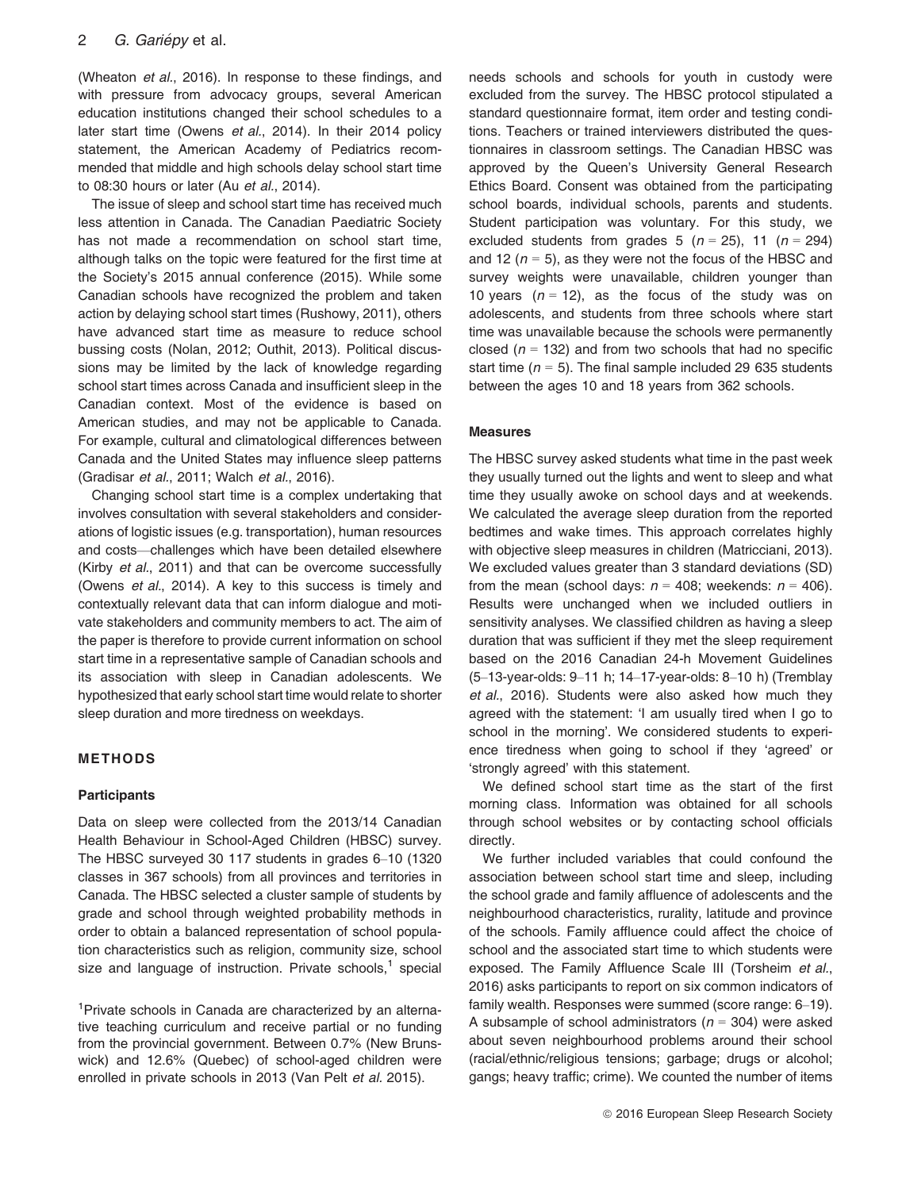(Wheaton *et al*., 2016). In response to these findings, and with pressure from advocacy groups, several American education institutions changed their school schedules to a later start time (Owens *et al*., 2014). In their 2014 policy statement, the American Academy of Pediatrics recommended that middle and high schools delay school start time to 08:30 hours or later (Au *et al*., 2014).

The issue of sleep and school start time has received much less attention in Canada. The Canadian Paediatric Society has not made a recommendation on school start time, although talks on the topic were featured for the first time at the Society's 2015 annual conference (2015). While some Canadian schools have recognized the problem and taken action by delaying school start times (Rushowy, 2011), others have advanced start time as measure to reduce school bussing costs (Nolan, 2012; Outhit, 2013). Political discussions may be limited by the lack of knowledge regarding school start times across Canada and insufficient sleep in the Canadian context. Most of the evidence is based on American studies, and may not be applicable to Canada. For example, cultural and climatological differences between Canada and the United States may influence sleep patterns (Gradisar *et al*., 2011; Walch *et al*., 2016).

Changing school start time is a complex undertaking that involves consultation with several stakeholders and considerations of logistic issues (e.g. transportation), human resources and costs—challenges which have been detailed elsewhere (Kirby *et al*., 2011) and that can be overcome successfully (Owens *et al*., 2014). A key to this success is timely and contextually relevant data that can inform dialogue and motivate stakeholders and community members to act. The aim of the paper is therefore to provide current information on school start time in a representative sample of Canadian schools and its association with sleep in Canadian adolescents. We hypothesized that early school start time would relate to shorter sleep duration and more tiredness on weekdays.

## METHODS

### Participants

Data on sleep were collected from the 2013/14 Canadian Health Behaviour in School-Aged Children (HBSC) survey. The HBSC surveyed 30 117 students in grades 6–10 (1320 classes in 367 schools) from all provinces and territories in Canada. The HBSC selected a cluster sample of students by grade and school through weighted probability methods in order to obtain a balanced representation of school population characteristics such as religion, community size, school size and language of instruction. Private schools,[1] special needs schools and schools for youth in custody were excluded from the survey. The HBSC protocol stipulated a standard questionnaire format, item order and testing conditions. Teachers or trained interviewers distributed the questionnaires in classroom settings. The Canadian HBSC was approved by the Queen's University General Research Ethics Board. Consent was obtained from the participating school boards, individual schools, parents and students. Student participation was voluntary. For this study, we excluded students from grades 5 ($n = 25$), 11 ($n = 294$) and 12 ($n = 5$), as they were not the focus of the HBSC and survey weights were unavailable, children younger than 10 years ($n = 12$), as the focus of the study was on adolescents, and students from three schools where start time was unavailable because the schools were permanently closed ($n = 132$) and from two schools that had no specific start time ($n = 5$). The final sample included 29 635 students between the ages 10 and 18 years from 362 schools.

[1]Private schools in Canada are characterized by an alternative teaching curriculum and receive partial or no funding from the provincial government. Between 0.7% (New Brunswick) and 12.6% (Quebec) of school-aged children were enrolled in private schools in 2013 (Van Pelt *et al*. 2015).

### Measures

The HBSC survey asked students what time in the past week they usually turned out the lights and went to sleep and what time they usually awoke on school days and at weekends. We calculated the average sleep duration from the reported bedtimes and wake times. This approach correlates highly with objective sleep measures in children (Matricciani, 2013). We excluded values greater than 3 standard deviations (SD) from the mean (school days: $n = 408$; weekends: $n = 406$). Results were unchanged when we included outliers in sensitivity analyses. We classified children as having a sleep duration that was sufficient if they met the sleep requirement based on the 2016 Canadian 24-h Movement Guidelines (5–13-year-olds: 9–11 h; 14–17-year-olds: 8–10 h) (Tremblay *et al*., 2016). Students were also asked how much they agreed with the statement: 'I am usually tired when I go to school in the morning'. We considered students to experience tiredness when going to school if they 'agreed' or 'strongly agreed' with this statement.

We defined school start time as the start of the first morning class. Information was obtained for all schools through school websites or by contacting school officials directly.

We further included variables that could confound the association between school start time and sleep, including the school grade and family affluence of adolescents and the neighbourhood characteristics, rurality, latitude and province of the schools. Family affluence could affect the choice of school and the associated start time to which students were exposed. The Family Affluence Scale III (Torsheim *et al*., 2016) asks participants to report on six common indicators of family wealth. Responses were summed (score range: 6–19). A subsample of school administrators ($n = 304$) were asked about seven neighbourhood problems around their school (racial/ethnic/religious tensions; garbage; drugs or alcohol; gangs; heavy traffic; crime). We counted the number of items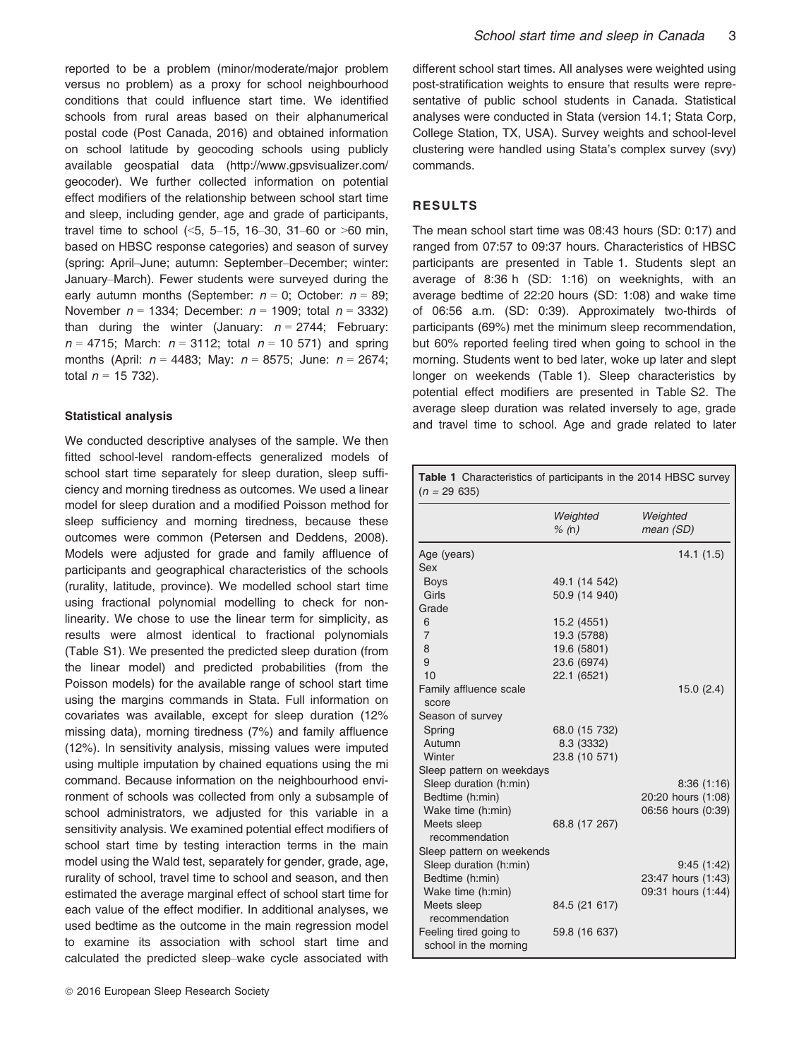reported to be a problem (minor/moderate/major problem versus no problem) as a proxy for school neighbourhood conditions that could influence start time. We identified schools from rural areas based on their alphanumerical postal code (Post Canada, 2016) and obtained information on school latitude by geocoding schools using publicly available geospatial data (http://www.gpsvisualizer.com/geocoder). We further collected information on potential effect modifiers of the relationship between school start time and sleep, including gender, age and grade of participants, travel time to school (<5, 5–15, 16–30, 31–60 or >60 min, based on HBSC response categories) and season of survey (spring: April–June; autumn: September–December; winter: January–March). Fewer students were surveyed during the early autumn months (September: $n = 0$; October: $n = 89$; November $n = 1334$; December: $n = 1909$; total $n = 3332$) than during the winter (January: $n = 2744$; February: $n = 4715$; March: $n = 3112$; total $n = 10\,571$) and spring months (April: $n = 4483$; May: $n = 8575$; June: $n = 2674$; total $n = 15\,732$).

### Statistical analysis

We conducted descriptive analyses of the sample. We then fitted school-level random-effects generalized models of school start time separately for sleep duration, sleep sufficiency and morning tiredness as outcomes. We used a linear model for sleep duration and a modified Poisson method for sleep sufficiency and morning tiredness, because these outcomes were common (Petersen and Deddens, 2008). Models were adjusted for grade and family affluence of participants and geographical characteristics of the schools (rurality, latitude, province). We modelled school start time using fractional polynomial modelling to check for non-linearity. We chose to use the linear term for simplicity, as results were almost identical to fractional polynomials (Table S1). We presented the predicted sleep duration (from the linear model) and predicted probabilities (from the Poisson models) for the available range of school start time using the margins commands in Stata. Full information on covariates was available, except for sleep duration (12% missing data), morning tiredness (7%) and family affluence (12%). In sensitivity analysis, missing values were imputed using multiple imputation by chained equations using the mi command. Because information on the neighbourhood environment of schools was collected from only a subsample of school administrators, we adjusted for this variable in a sensitivity analysis. We examined potential effect modifiers of school start time by testing interaction terms in the main model using the Wald test, separately for gender, grade, age, rurality of school, travel time to school and season, and then estimated the average marginal effect of school start time for each value of the effect modifier. In additional analyses, we used bedtime as the outcome in the main regression model to examine its association with school start time and calculated the predicted sleep–wake cycle associated with different school start times. All analyses were weighted using post-stratification weights to ensure that results were representative of public school students in Canada. Statistical analyses were conducted in Stata (version 14.1; Stata Corp, College Station, TX, USA). Survey weights and school-level clustering were handled using Stata's complex survey (svy) commands.

## RESULTS

The mean school start time was 08:43 hours (SD: 0:17) and ranged from 07:57 to 09:37 hours. Characteristics of HBSC participants are presented in Table 1. Students slept an average of 8:36 h (SD: 1:16) on weeknights, with an average bedtime of 22:20 hours (SD: 1:08) and wake time of 06:56 a.m. (SD: 0:39). Approximately two-thirds of participants (69%) met the minimum sleep recommendation, but 60% reported feeling tired when going to school in the morning. Students went to bed later, woke up later and slept longer on weekends (Table 1). Sleep characteristics by potential effect modifiers are presented in Table S2. The average sleep duration was related inversely to age, grade and travel time to school. Age and grade related to later

**Table 1** Characteristics of participants in the 2014 HBSC survey ($n = 29\,635$)

| | *Weighted % (n)* | *Weighted mean (SD)* |
|---|---|---|
| Age (years) | | 14.1 (1.5) |
| Sex | | |
| Boys | 49.1 (14 542) | |
| Girls | 50.9 (14 940) | |
| Grade | | |
| 6 | 15.2 (4551) | |
| 7 | 19.3 (5788) | |
| 8 | 19.6 (5801) | |
| 9 | 23.6 (6974) | |
| 10 | 22.1 (6521) | |
| Family affluence scale score | | 15.0 (2.4) |
| Season of survey | | |
| Spring | 68.0 (15 732) | |
| Autumn | 8.3 (3332) | |
| Winter | 23.8 (10 571) | |
| Sleep pattern on weekdays | | |
| Sleep duration (h:min) | | 8:36 (1:16) |
| Bedtime (h:min) | | 20:20 hours (1:08) |
| Wake time (h:min) | | 06:56 hours (0:39) |
| Meets sleep recommendation | 68.8 (17 267) | |
| Sleep pattern on weekends | | |
| Sleep duration (h:min) | | 9:45 (1:42) |
| Bedtime (h:min) | | 23:47 hours (1:43) |
| Wake time (h:min) | | 09:31 hours (1:44) |
| Meets sleep recommendation | 84.5 (21 617) | |
| Feeling tired going to school in the morning | 59.8 (16 637) | |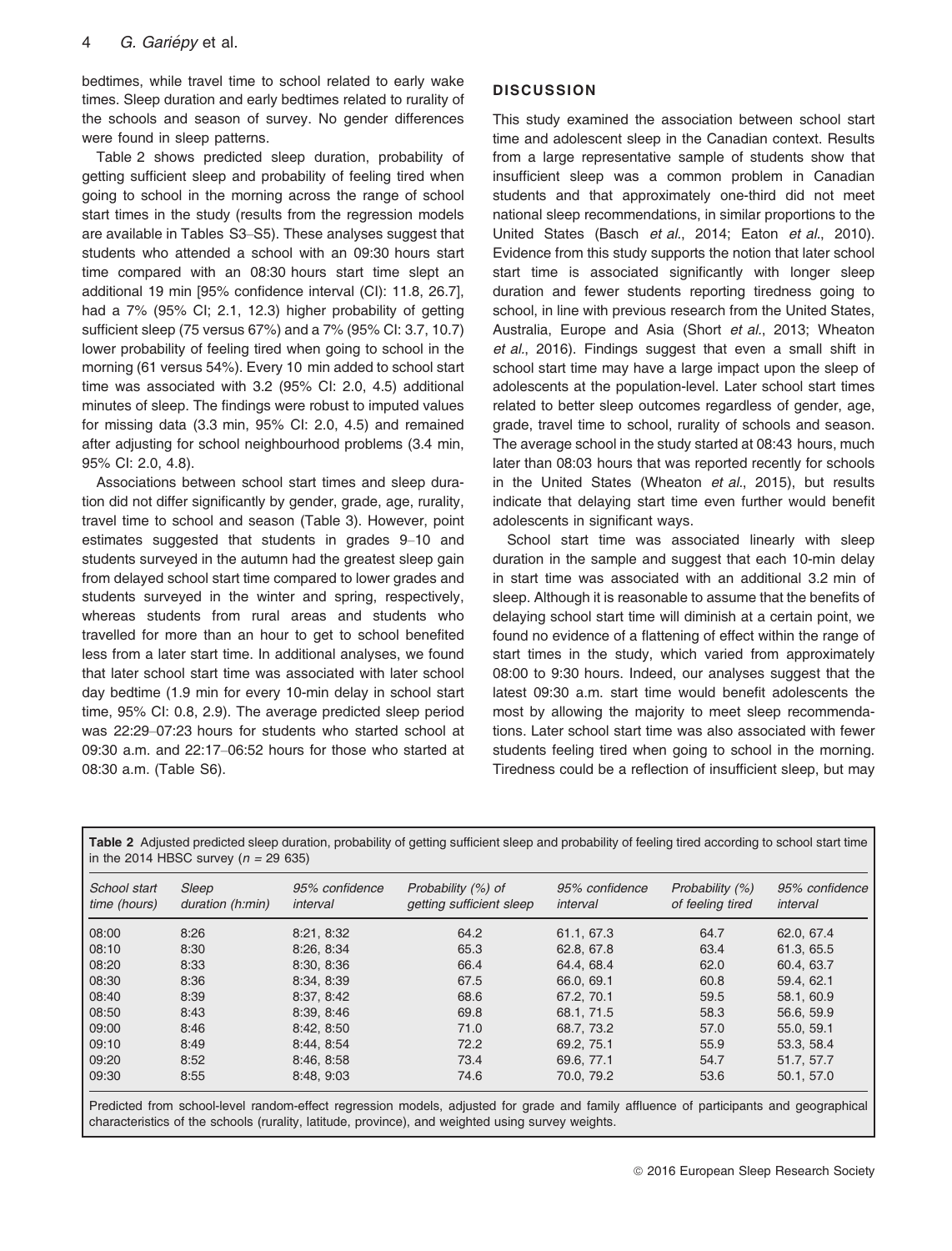bedtimes, while travel time to school related to early wake times. Sleep duration and early bedtimes related to rurality of the schools and season of survey. No gender differences were found in sleep patterns.

Table 2 shows predicted sleep duration, probability of getting sufficient sleep and probability of feeling tired when going to school in the morning across the range of school start times in the study (results from the regression models are available in Tables S3–S5). These analyses suggest that students who attended a school with an 09:30 hours start time compared with an 08:30 hours start time slept an additional 19 min [95% confidence interval (CI): 11.8, 26.7], had a 7% (95% CI; 2.1, 12.3) higher probability of getting sufficient sleep (75 versus 67%) and a 7% (95% CI: 3.7, 10.7) lower probability of feeling tired when going to school in the morning (61 versus 54%). Every 10 min added to school start time was associated with 3.2 (95% CI: 2.0, 4.5) additional minutes of sleep. The findings were robust to imputed values for missing data (3.3 min, 95% CI: 2.0, 4.5) and remained after adjusting for school neighbourhood problems (3.4 min, 95% CI: 2.0, 4.8).

Associations between school start times and sleep duration did not differ significantly by gender, grade, age, rurality, travel time to school and season (Table 3). However, point estimates suggested that students in grades 9–10 and students surveyed in the autumn had the greatest sleep gain from delayed school start time compared to lower grades and students surveyed in the winter and spring, respectively, whereas students from rural areas and students who travelled for more than an hour to get to school benefited less from a later start time. In additional analyses, we found that later school start time was associated with later school day bedtime (1.9 min for every 10-min delay in school start time, 95% CI: 0.8, 2.9). The average predicted sleep period was 22:29–07:23 hours for students who started school at 09:30 a.m. and 22:17–06:52 hours for those who started at 08:30 a.m. (Table S6).

## DISCUSSION

This study examined the association between school start time and adolescent sleep in the Canadian context. Results from a large representative sample of students show that insufficient sleep was a common problem in Canadian students and that approximately one-third did not meet national sleep recommendations, in similar proportions to the United States (Basch *et al*., 2014; Eaton *et al*., 2010). Evidence from this study supports the notion that later school start time is associated significantly with longer sleep duration and fewer students reporting tiredness going to school, in line with previous research from the United States, Australia, Europe and Asia (Short *et al*., 2013; Wheaton *et al*., 2016). Findings suggest that even a small shift in school start time may have a large impact upon the sleep of adolescents at the population-level. Later school start times related to better sleep outcomes regardless of gender, age, grade, travel time to school, rurality of schools and season. The average school in the study started at 08:43 hours, much later than 08:03 hours that was reported recently for schools in the United States (Wheaton *et al*., 2015), but results indicate that delaying start time even further would benefit adolescents in significant ways.

School start time was associated linearly with sleep duration in the sample and suggest that each 10-min delay in start time was associated with an additional 3.2 min of sleep. Although it is reasonable to assume that the benefits of delaying school start time will diminish at a certain point, we found no evidence of a flattening of effect within the range of start times in the study, which varied from approximately 08:00 to 9:30 hours. Indeed, our analyses suggest that the latest 09:30 a.m. start time would benefit adolescents the most by allowing the majority to meet sleep recommendations. Later school start time was also associated with fewer students feeling tired when going to school in the morning. Tiredness could be a reflection of insufficient sleep, but may

**Table 2** Adjusted predicted sleep duration, probability of getting sufficient sleep and probability of feeling tired according to school start time in the 2014 HBSC survey ($n$ = 29 635)

| *School start time (hours)* | *Sleep duration (h:min)* | *95% confidence interval* | *Probability (%) of getting sufficient sleep* | *95% confidence interval* | *Probability (%) of feeling tired* | *95% confidence interval* |
|---|---|---|---|---|---|---|
| 08:00 | 8:26 | 8:21, 8:32 | 64.2 | 61.1, 67.3 | 64.7 | 62.0, 67.4 |
| 08:10 | 8:30 | 8:26, 8:34 | 65.3 | 62.8, 67.8 | 63.4 | 61.3, 65.5 |
| 08:20 | 8:33 | 8:30, 8:36 | 66.4 | 64.4, 68.4 | 62.0 | 60.4, 63.7 |
| 08:30 | 8:36 | 8:34, 8:39 | 67.5 | 66.0, 69.1 | 60.8 | 59.4, 62.1 |
| 08:40 | 8:39 | 8:37, 8:42 | 68.6 | 67.2, 70.1 | 59.5 | 58.1, 60.9 |
| 08:50 | 8:43 | 8:39, 8:46 | 69.8 | 68.1, 71.5 | 58.3 | 56.6, 59.9 |
| 09:00 | 8:46 | 8:42, 8:50 | 71.0 | 68.7, 73.2 | 57.0 | 55.0, 59.1 |
| 09:10 | 8:49 | 8:44, 8:54 | 72.2 | 69.2, 75.1 | 55.9 | 53.3, 58.4 |
| 09:20 | 8:52 | 8:46, 8:58 | 73.4 | 69.6, 77.1 | 54.7 | 51.7, 57.7 |
| 09:30 | 8:55 | 8:48, 9:03 | 74.6 | 70.0, 79.2 | 53.6 | 50.1, 57.0 |

Predicted from school-level random-effect regression models, adjusted for grade and family affluence of participants and geographical characteristics of the schools (rurality, latitude, province), and weighted using survey weights.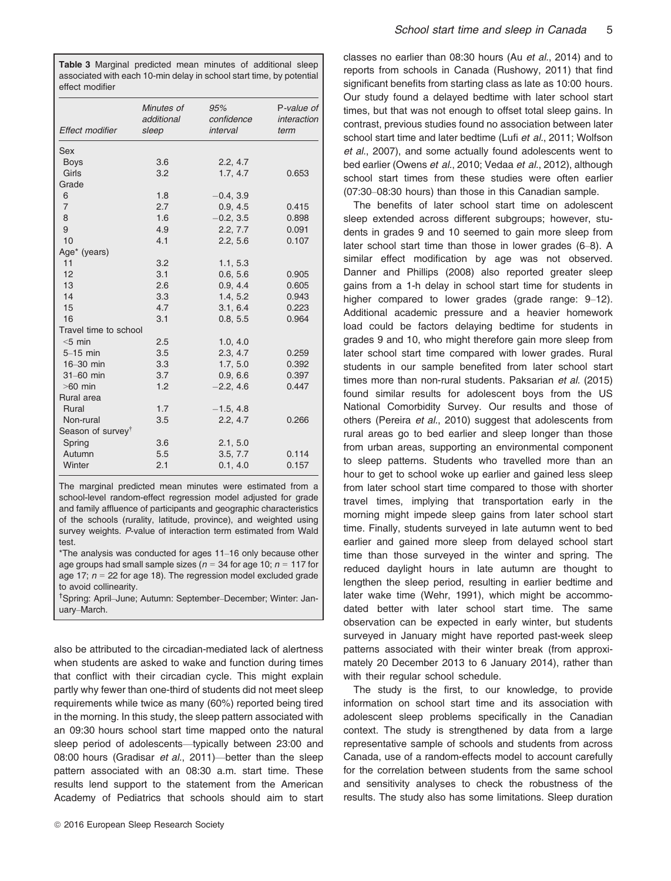**Table 3** Marginal predicted mean minutes of additional sleep associated with each 10-min delay in school start time, by potential effect modifier

| *Effect modifier* | *Minutes of additional sleep* | *95% confidence interval* | P*-value of interaction term* |
|---|---|---|---|
| Sex | | | |
| Boys | 3.6 | 2.2, 4.7 | |
| Girls | 3.2 | 1.7, 4.7 | 0.653 |
| Grade | | | |
| 6 | 1.8 | −0.4, 3.9 | |
| 7 | 2.7 | 0.9, 4.5 | 0.415 |
| 8 | 1.6 | −0.2, 3.5 | 0.898 |
| 9 | 4.9 | 2.2, 7.7 | 0.091 |
| 10 | 4.1 | 2.2, 5.6 | 0.107 |
| Age* (years) | | | |
| 11 | 3.2 | 1.1, 5.3 | |
| 12 | 3.1 | 0.6, 5.6 | 0.905 |
| 13 | 2.6 | 0.9, 4.4 | 0.605 |
| 14 | 3.3 | 1.4, 5.2 | 0.943 |
| 15 | 4.7 | 3.1, 6.4 | 0.223 |
| 16 | 3.1 | 0.8, 5.5 | 0.964 |
| Travel time to school | | | |
| <5 min | 2.5 | 1.0, 4.0 | |
| 5–15 min | 3.5 | 2.3, 4.7 | 0.259 |
| 16–30 min | 3.3 | 1.7, 5.0 | 0.392 |
| 31–60 min | 3.7 | 0.9, 6.6 | 0.397 |
| >60 min | 1.2 | −2.2, 4.6 | 0.447 |
| Rural area | | | |
| Rural | 1.7 | −1.5, 4.8 | |
| Non-rural | 3.5 | 2.2, 4.7 | 0.266 |
| Season of survey[†] | | | |
| Spring | 3.6 | 2.1, 5.0 | |
| Autumn | 5.5 | 3.5, 7.7 | 0.114 |
| Winter | 2.1 | 0.1, 4.0 | 0.157 |

The marginal predicted mean minutes were estimated from a school-level random-effect regression model adjusted for grade and family affluence of participants and geographic characteristics of the schools (rurality, latitude, province), and weighted using survey weights. *P*-value of interaction term estimated from Wald test.

*The analysis was conducted for ages 11–16 only because other age groups had small sample sizes ($n = 34$ for age 10; $n = 117$ for age 17; $n = 22$ for age 18). The regression model excluded grade to avoid collinearity.

[†]Spring: April–June; Autumn: September–December; Winter: January–March.

also be attributed to the circadian-mediated lack of alertness when students are asked to wake and function during times that conflict with their circadian cycle. This might explain partly why fewer than one-third of students did not meet sleep requirements while twice as many (60%) reported being tired in the morning. In this study, the sleep pattern associated with an 09:30 hours school start time mapped onto the natural sleep period of adolescents—typically between 23:00 and 08:00 hours (Gradisar *et al*., 2011)—better than the sleep pattern associated with an 08:30 a.m. start time. These results lend support to the statement from the American Academy of Pediatrics that schools should aim to start classes no earlier than 08:30 hours (Au *et al*., 2014) and to reports from schools in Canada (Rushowy, 2011) that find significant benefits from starting class as late as 10:00 hours. Our study found a delayed bedtime with later school start times, but that was not enough to offset total sleep gains. In contrast, previous studies found no association between later school start time and later bedtime (Lufi *et al*., 2011; Wolfson *et al*., 2007), and some actually found adolescents went to bed earlier (Owens *et al*., 2010; Vedaa *et al*., 2012), although school start times from these studies were often earlier (07:30–08:30 hours) than those in this Canadian sample.

The benefits of later school start time on adolescent sleep extended across different subgroups; however, students in grades 9 and 10 seemed to gain more sleep from later school start time than those in lower grades (6–8). A similar effect modification by age was not observed. Danner and Phillips (2008) also reported greater sleep gains from a 1-h delay in school start time for students in higher compared to lower grades (grade range: 9–12). Additional academic pressure and a heavier homework load could be factors delaying bedtime for students in grades 9 and 10, who might therefore gain more sleep from later school start time compared with lower grades. Rural students in our sample benefited from later school start times more than non-rural students. Paksarian *et al*. (2015) found similar results for adolescent boys from the US National Comorbidity Survey. Our results and those of others (Pereira *et al*., 2010) suggest that adolescents from rural areas go to bed earlier and sleep longer than those from urban areas, supporting an environmental component to sleep patterns. Students who travelled more than an hour to get to school woke up earlier and gained less sleep from later school start time compared to those with shorter travel times, implying that transportation early in the morning might impede sleep gains from later school start time. Finally, students surveyed in late autumn went to bed earlier and gained more sleep from delayed school start time than those surveyed in the winter and spring. The reduced daylight hours in late autumn are thought to lengthen the sleep period, resulting in earlier bedtime and later wake time (Wehr, 1991), which might be accommodated better with later school start time. The same observation can be expected in early winter, but students surveyed in January might have reported past-week sleep patterns associated with their winter break (from approximately 20 December 2013 to 6 January 2014), rather than with their regular school schedule.

The study is the first, to our knowledge, to provide information on school start time and its association with adolescent sleep problems specifically in the Canadian context. The study is strengthened by data from a large representative sample of schools and students from across Canada, use of a random-effects model to account carefully for the correlation between students from the same school and sensitivity analyses to check the robustness of the results. The study also has some limitations. Sleep duration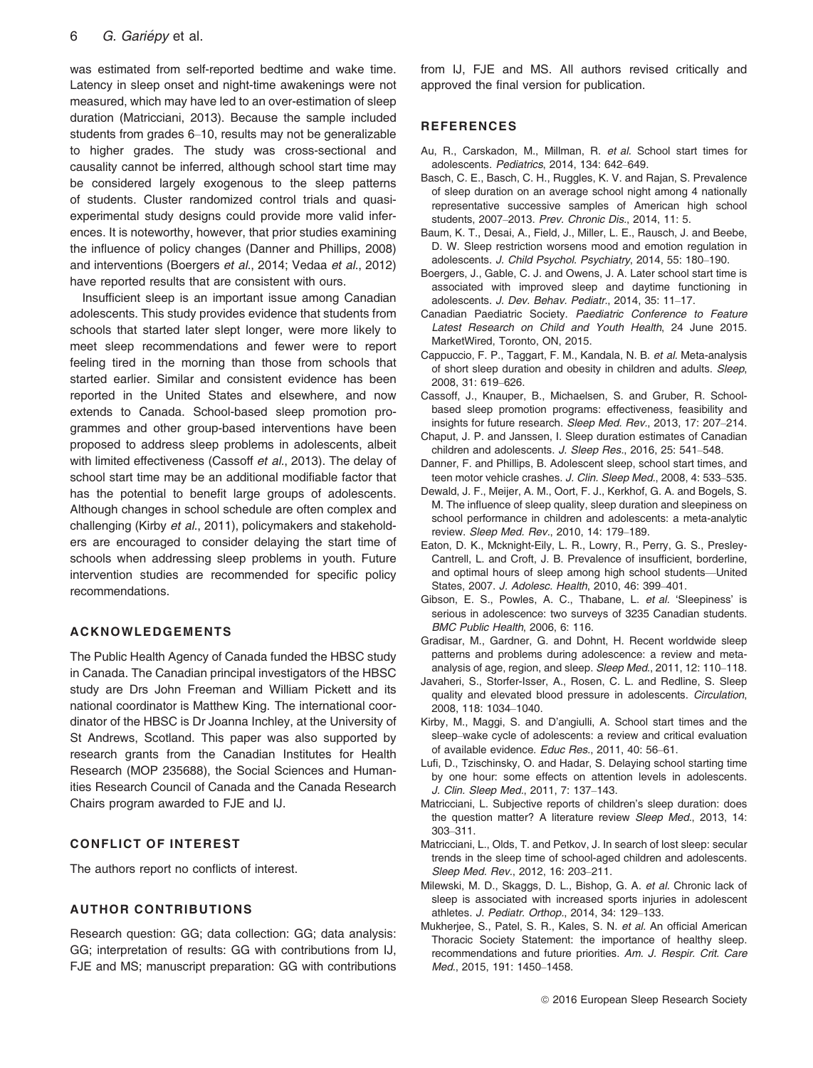was estimated from self-reported bedtime and wake time. Latency in sleep onset and night-time awakenings were not measured, which may have led to an over-estimation of sleep duration (Matricciani, 2013). Because the sample included students from grades 6–10, results may not be generalizable to higher grades. The study was cross-sectional and causality cannot be inferred, although school start time may be considered largely exogenous to the sleep patterns of students. Cluster randomized control trials and quasi-experimental study designs could provide more valid inferences. It is noteworthy, however, that prior studies examining the influence of policy changes (Danner and Phillips, 2008) and interventions (Boergers *et al*., 2014; Vedaa *et al*., 2012) have reported results that are consistent with ours.

Insufficient sleep is an important issue among Canadian adolescents. This study provides evidence that students from schools that started later slept longer, were more likely to meet sleep recommendations and fewer were to report feeling tired in the morning than those from schools that started earlier. Similar and consistent evidence has been reported in the United States and elsewhere, and now extends to Canada. School-based sleep promotion programmes and other group-based interventions have been proposed to address sleep problems in adolescents, albeit with limited effectiveness (Cassoff *et al*., 2013). The delay of school start time may be an additional modifiable factor that has the potential to benefit large groups of adolescents. Although changes in school schedule are often complex and challenging (Kirby *et al*., 2011), policymakers and stakeholders are encouraged to consider delaying the start time of schools when addressing sleep problems in youth. Future intervention studies are recommended for specific policy recommendations.

## ACKNOWLEDGEMENTS

The Public Health Agency of Canada funded the HBSC study in Canada. The Canadian principal investigators of the HBSC study are Drs John Freeman and William Pickett and its national coordinator is Matthew King. The international coordinator of the HBSC is Dr Joanna Inchley, at the University of St Andrews, Scotland. This paper was also supported by research grants from the Canadian Institutes for Health Research (MOP 235688), the Social Sciences and Humanities Research Council of Canada and the Canada Research Chairs program awarded to FJE and IJ.

## CONFLICT OF INTEREST

The authors report no conflicts of interest.

## AUTHOR CONTRIBUTIONS

Research question: GG; data collection: GG; data analysis: GG; interpretation of results: GG with contributions from IJ, FJE and MS; manuscript preparation: GG with contributions from IJ, FJE and MS. All authors revised critically and approved the final version for publication.

## REFERENCES

Au, R., Carskadon, M., Millman, R. *et al.* School start times for adolescents. *Pediatrics*, 2014, 134: 642–649.

Basch, C. E., Basch, C. H., Ruggles, K. V. and Rajan, S. Prevalence of sleep duration on an average school night among 4 nationally representative successive samples of American high school students, 2007–2013. *Prev. Chronic Dis.*, 2014, 11: 5.

Baum, K. T., Desai, A., Field, J., Miller, L. E., Rausch, J. and Beebe, D. W. Sleep restriction worsens mood and emotion regulation in adolescents. *J. Child Psychol. Psychiatry*, 2014, 55: 180–190.

Boergers, J., Gable, C. J. and Owens, J. A. Later school start time is associated with improved sleep and daytime functioning in adolescents. *J. Dev. Behav. Pediatr.*, 2014, 35: 11–17.

Canadian Paediatric Society. *Paediatric Conference to Feature Latest Research on Child and Youth Health*, 24 June 2015. MarketWired, Toronto, ON, 2015.

Cappuccio, F. P., Taggart, F. M., Kandala, N. B. *et al.* Meta-analysis of short sleep duration and obesity in children and adults. *Sleep*, 2008, 31: 619–626.

Cassoff, J., Knauper, B., Michaelsen, S. and Gruber, R. School-based sleep promotion programs: effectiveness, feasibility and insights for future research. *Sleep Med. Rev.*, 2013, 17: 207–214.

Chaput, J. P. and Janssen, I. Sleep duration estimates of Canadian children and adolescents. *J. Sleep Res.*, 2016, 25: 541–548.

Danner, F. and Phillips, B. Adolescent sleep, school start times, and teen motor vehicle crashes. *J. Clin. Sleep Med.*, 2008, 4: 533–535.

Dewald, J. F., Meijer, A. M., Oort, F. J., Kerkhof, G. A. and Bogels, S. M. The influence of sleep quality, sleep duration and sleepiness on school performance in children and adolescents: a meta-analytic review. *Sleep Med. Rev.*, 2010, 14: 179–189.

Eaton, D. K., Mcknight-Eily, L. R., Lowry, R., Perry, G. S., Presley-Cantrell, L. and Croft, J. B. Prevalence of insufficient, borderline, and optimal hours of sleep among high school students—United States, 2007. *J. Adolesc. Health*, 2010, 46: 399–401.

Gibson, E. S., Powles, A. C., Thabane, L. *et al.* 'Sleepiness' is serious in adolescence: two surveys of 3235 Canadian students. *BMC Public Health*, 2006, 6: 116.

Gradisar, M., Gardner, G. and Dohnt, H. Recent worldwide sleep patterns and problems during adolescence: a review and meta-analysis of age, region, and sleep. *Sleep Med.*, 2011, 12: 110–118.

Javaheri, S., Storfer-Isser, A., Rosen, C. L. and Redline, S. Sleep quality and elevated blood pressure in adolescents. *Circulation*, 2008, 118: 1034–1040.

Kirby, M., Maggi, S. and D'angiulli, A. School start times and the sleep–wake cycle of adolescents: a review and critical evaluation of available evidence. *Educ Res.*, 2011, 40: 56–61.

Lufi, D., Tzischinsky, O. and Hadar, S. Delaying school starting time by one hour: some effects on attention levels in adolescents. *J. Clin. Sleep Med.*, 2011, 7: 137–143.

Matricciani, L. Subjective reports of children's sleep duration: does the question matter? A literature review *Sleep Med.*, 2013, 14: 303–311.

Matricciani, L., Olds, T. and Petkov, J. In search of lost sleep: secular trends in the sleep time of school-aged children and adolescents. *Sleep Med. Rev.*, 2012, 16: 203–211.

Milewski, M. D., Skaggs, D. L., Bishop, G. A. *et al.* Chronic lack of sleep is associated with increased sports injuries in adolescent athletes. *J. Pediatr. Orthop.*, 2014, 34: 129–133.

Mukherjee, S., Patel, S. R., Kales, S. N. *et al.* An official American Thoracic Society Statement: the importance of healthy sleep. recommendations and future priorities. *Am. J. Respir. Crit. Care Med.*, 2015, 191: 1450–1458.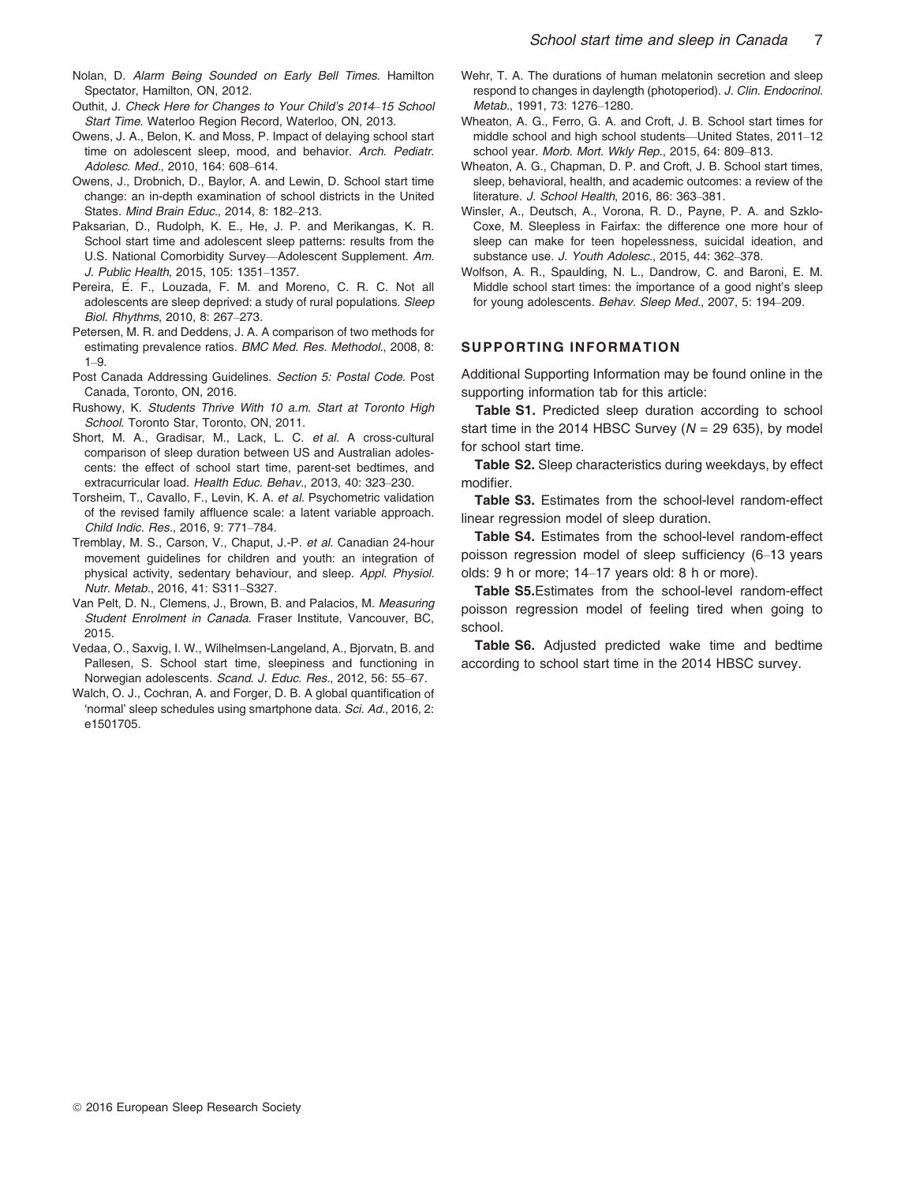Nolan, D. *Alarm Being Sounded on Early Bell Times*. Hamilton Spectator, Hamilton, ON, 2012.

Outhit, J. *Check Here for Changes to Your Child's 2014–15 School Start Time*. Waterloo Region Record, Waterloo, ON, 2013.

Owens, J. A., Belon, K. and Moss, P. Impact of delaying school start time on adolescent sleep, mood, and behavior. *Arch. Pediatr. Adolesc. Med.*, 2010, 164: 608–614.

Owens, J., Drobnich, D., Baylor, A. and Lewin, D. School start time change: an in-depth examination of school districts in the United States. *Mind Brain Educ.*, 2014, 8: 182–213.

Paksarian, D., Rudolph, K. E., He, J. P. and Merikangas, K. R. School start time and adolescent sleep patterns: results from the U.S. National Comorbidity Survey—Adolescent Supplement. *Am. J. Public Health*, 2015, 105: 1351–1357.

Pereira, É. F., Louzada, F. M. and Moreno, C. R. C. Not all adolescents are sleep deprived: a study of rural populations. *Sleep Biol. Rhythms*, 2010, 8: 267–273.

Petersen, M. R. and Deddens, J. A. A comparison of two methods for estimating prevalence ratios. *BMC Med. Res. Methodol.*, 2008, 8: 1–9.

Post Canada Addressing Guidelines. *Section 5: Postal Code*. Post Canada, Toronto, ON, 2016.

Rushowy, K. *Students Thrive With 10 a.m. Start at Toronto High School*. Toronto Star, Toronto, ON, 2011.

Short, M. A., Gradisar, M., Lack, L. C. *et al.* A cross-cultural comparison of sleep duration between US and Australian adolescents: the effect of school start time, parent-set bedtimes, and extracurricular load. *Health Educ. Behav.*, 2013, 40: 323–230.

Torsheim, T., Cavallo, F., Levin, K. A. *et al.* Psychometric validation of the revised family affluence scale: a latent variable approach. *Child Indic. Res.*, 2016, 9: 771–784.

Tremblay, M. S., Carson, V., Chaput, J.-P. *et al.* Canadian 24-hour movement guidelines for children and youth: an integration of physical activity, sedentary behaviour, and sleep. *Appl. Physiol. Nutr. Metab.*, 2016, 41: S311–S327.

Van Pelt, D. N., Clemens, J., Brown, B. and Palacios, M. *Measuring Student Enrolment in Canada*. Fraser Institute, Vancouver, BC, 2015.

Vedaa, O., Saxvig, I. W., Wilhelmsen-Langeland, A., Bjorvatn, B. and Pallesen, S. School start time, sleepiness and functioning in Norwegian adolescents. *Scand. J. Educ. Res.*, 2012, 56: 55–67.

Walch, O. J., Cochran, A. and Forger, D. B. A global quantification of 'normal' sleep schedules using smartphone data. *Sci. Ad.*, 2016, 2: e1501705.

Wehr, T. A. The durations of human melatonin secretion and sleep respond to changes in daylength (photoperiod). *J. Clin. Endocrinol. Metab.*, 1991, 73: 1276–1280.

Wheaton, A. G., Ferro, G. A. and Croft, J. B. School start times for middle school and high school students—United States, 2011–12 school year. *Morb. Mort. Wkly Rep.*, 2015, 64: 809–813.

Wheaton, A. G., Chapman, D. P. and Croft, J. B. School start times, sleep, behavioral, health, and academic outcomes: a review of the literature. *J. School Health*, 2016, 86: 363–381.

Winsler, A., Deutsch, A., Vorona, R. D., Payne, P. A. and Szklo-Coxe, M. Sleepless in Fairfax: the difference one more hour of sleep can make for teen hopelessness, suicidal ideation, and substance use. *J. Youth Adolesc.*, 2015, 44: 362–378.

Wolfson, A. R., Spaulding, N. L., Dandrow, C. and Baroni, E. M. Middle school start times: the importance of a good night's sleep for young adolescents. *Behav. Sleep Med.*, 2007, 5: 194–209.

## SUPPORTING INFORMATION

Additional Supporting Information may be found online in the supporting information tab for this article:

**Table S1.** Predicted sleep duration according to school start time in the 2014 HBSC Survey ($N$ = 29 635), by model for school start time.

**Table S2.** Sleep characteristics during weekdays, by effect modifier.

**Table S3.** Estimates from the school-level random-effect linear regression model of sleep duration.

**Table S4.** Estimates from the school-level random-effect poisson regression model of sleep sufficiency (6–13 years olds: 9 h or more; 14–17 years old: 8 h or more).

**Table S5.**Estimates from the school-level random-effect poisson regression model of feeling tired when going to school.

**Table S6.** Adjusted predicted wake time and bedtime according to school start time in the 2014 HBSC survey.